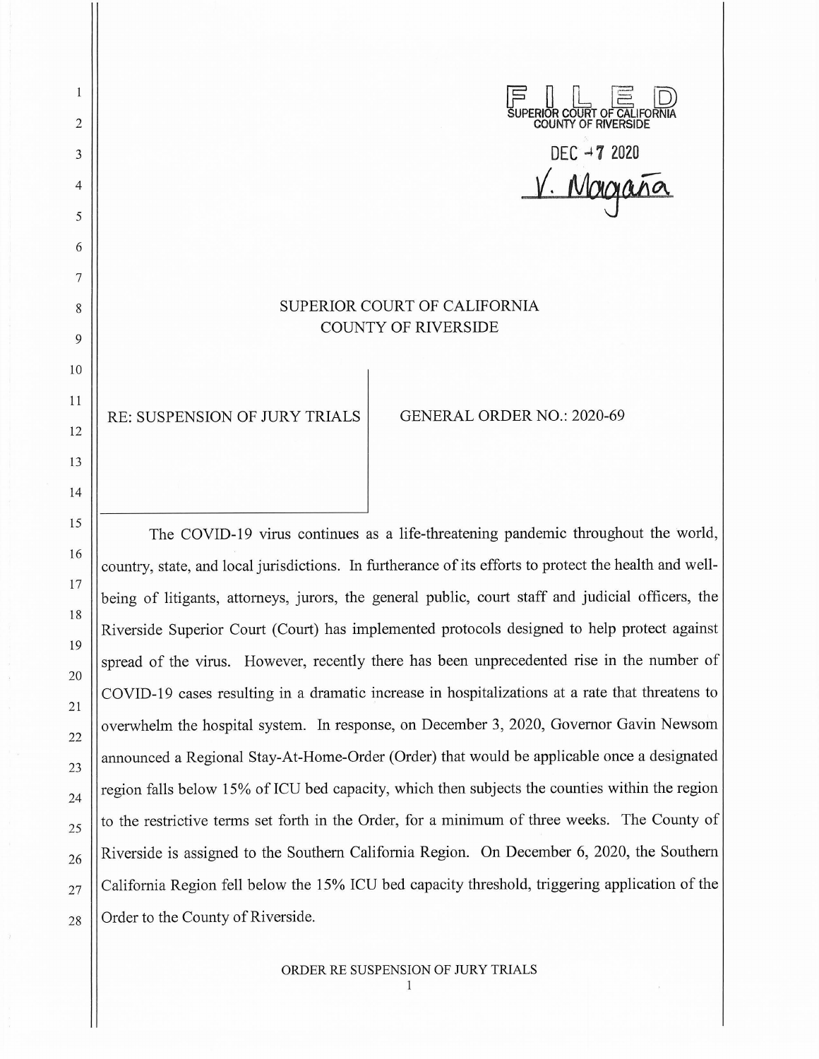FILED
SUPERIOR COURT OF CALIFORNIA
COUNTY OF RIVERSIDE

DEC 7 2020

V. Magaña

# SUPERIOR COURT OF CALIFORNIA
# COUNTY OF RIVERSIDE

RE: SUSPENSION OF JURY TRIALS

GENERAL ORDER NO.: 2020-69

The COVID-19 virus continues as a life-threatening pandemic throughout the world, country, state, and local jurisdictions. In furtherance of its efforts to protect the health and well-being of litigants, attorneys, jurors, the general public, court staff and judicial officers, the Riverside Superior Court (Court) has implemented protocols designed to help protect against spread of the virus. However, recently there has been unprecedented rise in the number of COVID-19 cases resulting in a dramatic increase in hospitalizations at a rate that threatens to overwhelm the hospital system. In response, on December 3, 2020, Governor Gavin Newsom announced a Regional Stay-At-Home-Order (Order) that would be applicable once a designated region falls below 15% of ICU bed capacity, which then subjects the counties within the region to the restrictive terms set forth in the Order, for a minimum of three weeks. The County of Riverside is assigned to the Southern California Region. On December 6, 2020, the Southern California Region fell below the 15% ICU bed capacity threshold, triggering application of the Order to the County of Riverside.

ORDER RE SUSPENSION OF JURY TRIALS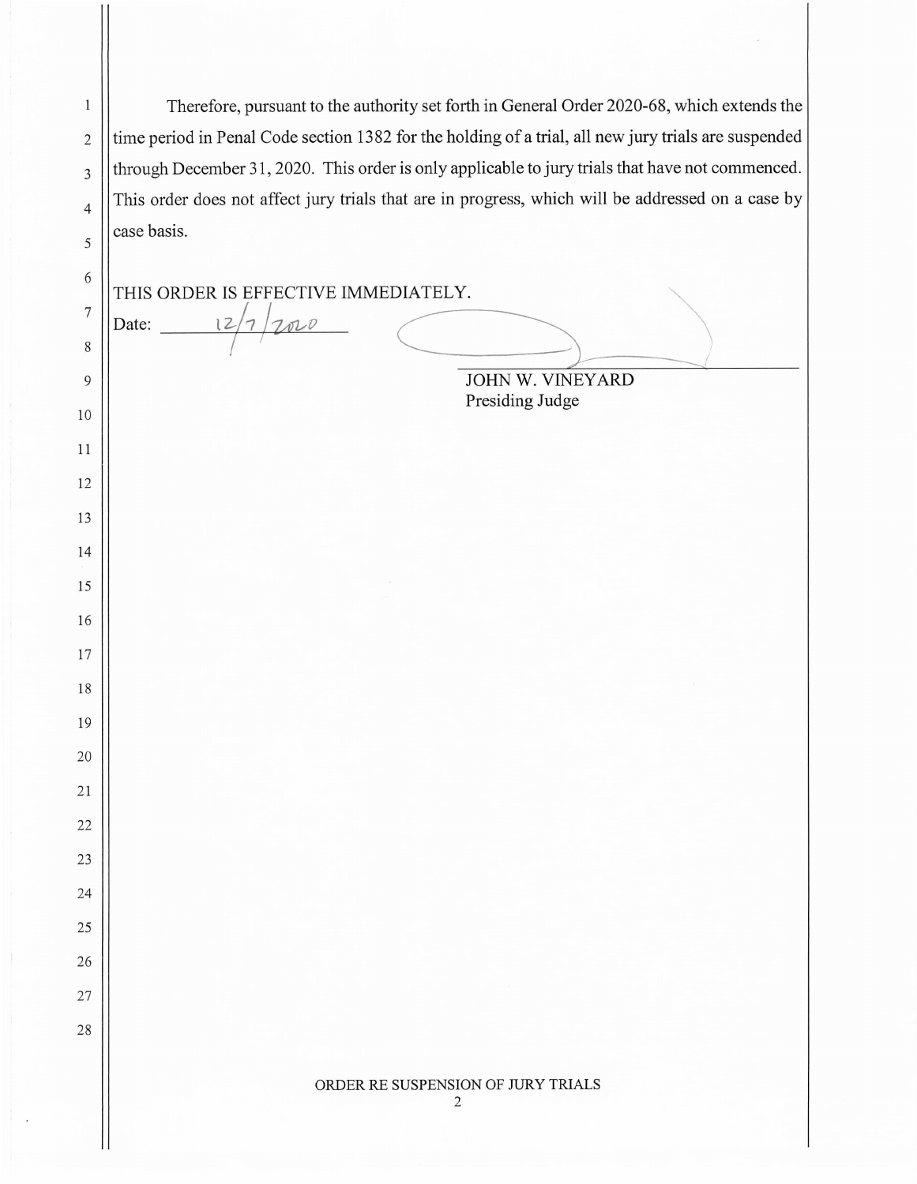Therefore, pursuant to the authority set forth in General Order 2020-68, which extends the time period in Penal Code section 1382 for the holding of a trial, all new jury trials are suspended through December 31, 2020. This order is only applicable to jury trials that have not commenced. This order does not affect jury trials that are in progress, which will be addressed on a case by case basis.

THIS ORDER IS EFFECTIVE IMMEDIATELY.

Date: 12/7/2020

JOHN W. VINEYARD
Presiding Judge

ORDER RE SUSPENSION OF JURY TRIALS